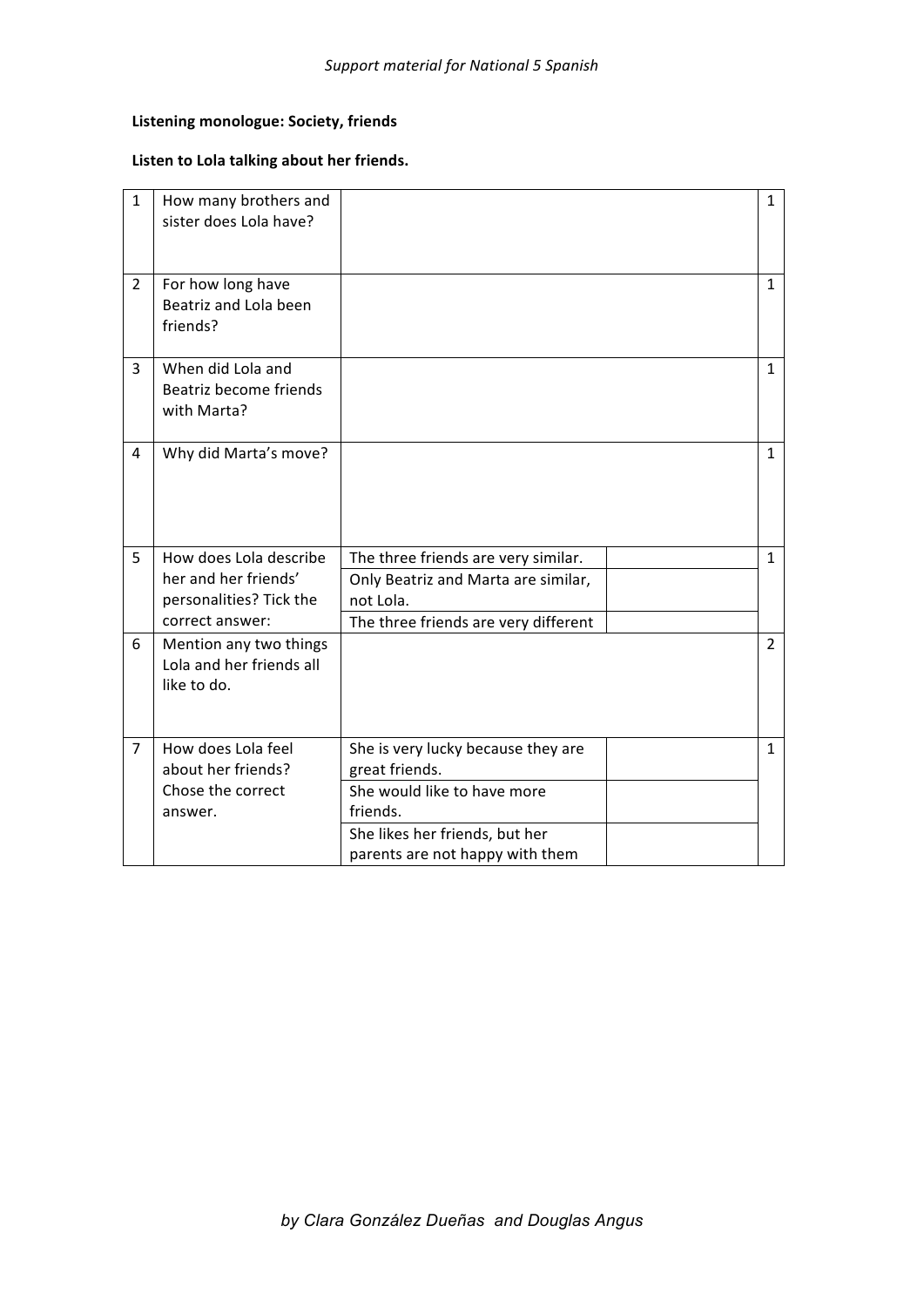**Listening monologue: Society, friends**

**Listen to Lola talking about her friends.**

| | | | | |
|---|---|---|---|---|
| 1 | How many brothers and sister does Lola have? | | | 1 |
| 2 | For how long have Beatriz and Lola been friends? | | | 1 |
| 3 | When did Lola and Beatriz become friends with Marta? | | | 1 |
| 4 | Why did Marta's move? | | | 1 |
| 5 | How does Lola describe her and her friends' personalities? Tick the correct answer: | The three friends are very similar. | | 1 |
| | | Only Beatriz and Marta are similar, not Lola. | | |
| | | The three friends are very different | | |
| 6 | Mention any two things Lola and her friends all like to do. | | | 2 |
| 7 | How does Lola feel about her friends? Chose the correct answer. | She is very lucky because they are great friends. | | 1 |
| | | She would like to have more friends. | | |
| | | She likes her friends, but her parents are not happy with them | | |

*by Clara González Dueñas and Douglas Angus*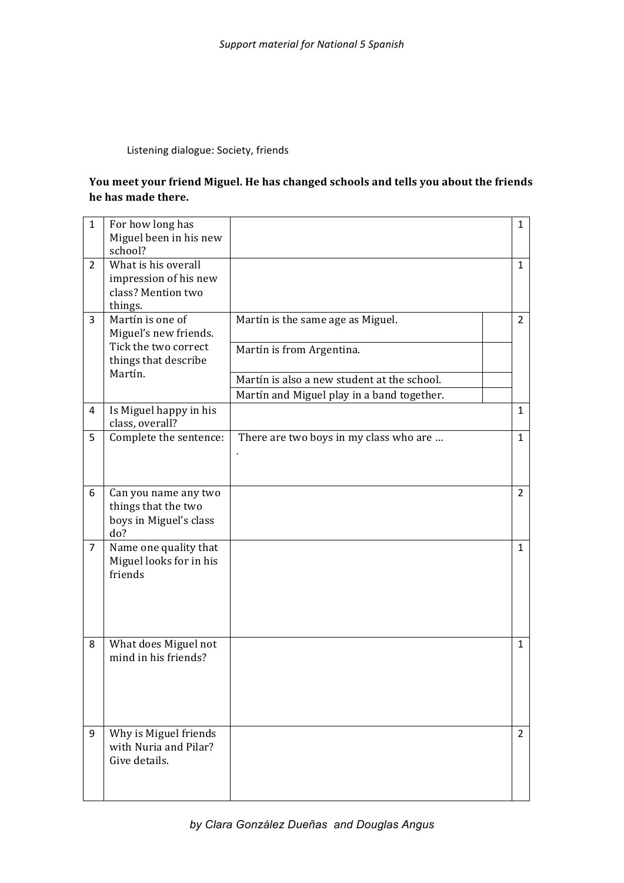Listening dialogue: Society, friends

**You meet your friend Miguel. He has changed schools and tells you about the friends he has made there.**

| | | | | |
|---|---|---|---|---|
| 1 | For how long has Miguel been in his new school? | | | 1 |
| 2 | What is his overall impression of his new class? Mention two things. | | | 1 |
| 3 | Martín is one of Miguel's new friends. Tick the two correct things that describe Martín. | Martín is the same age as Miguel. | | 2 |
| | | Martín is from Argentina. | | |
| | | Martín is also a new student at the school. | | |
| | | Martín and Miguel play in a band together. | | |
| 4 | Is Miguel happy in his class, overall? | | | 1 |
| 5 | Complete the sentence: | There are two boys in my class who are … . | | 1 |
| 6 | Can you name any two things that the two boys in Miguel's class do? | | | 2 |
| 7 | Name one quality that Miguel looks for in his friends | | | 1 |
| 8 | What does Miguel not mind in his friends? | | | 1 |
| 9 | Why is Miguel friends with Nuria and Pilar? Give details. | | | 2 |

by Clara González Dueñas and Douglas Angus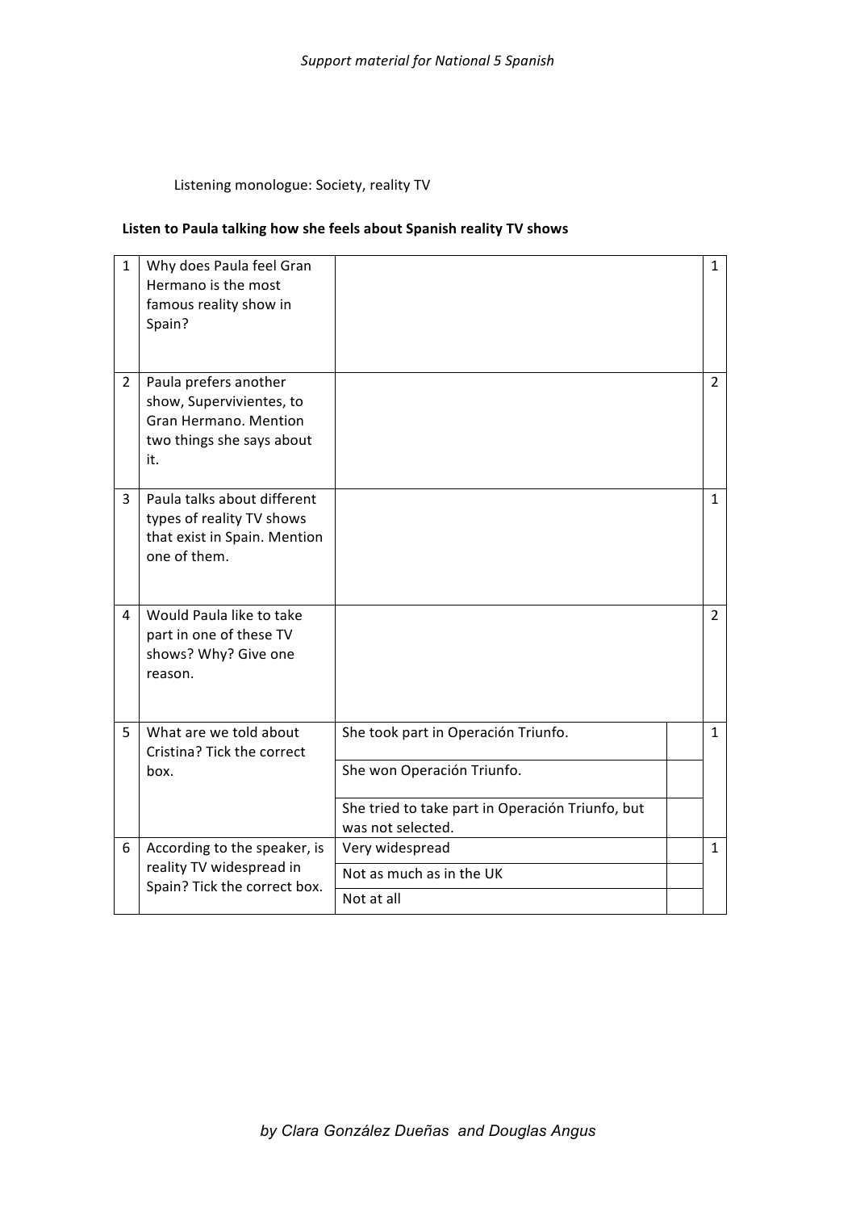Listening monologue: Society, reality TV

**Listen to Paula talking how she feels about Spanish reality TV shows**

| | | | | |
|---|---|---|---|---|
| 1 | Why does Paula feel Gran Hermano is the most famous reality show in Spain? | | | 1 |
| 2 | Paula prefers another show, Supervivientes, to Gran Hermano. Mention two things she says about it. | | | 2 |
| 3 | Paula talks about different types of reality TV shows that exist in Spain. Mention one of them. | | | 1 |
| 4 | Would Paula like to take part in one of these TV shows? Why? Give one reason. | | | 2 |
| 5 | What are we told about Cristina? Tick the correct box. | She took part in Operación Triunfo. | | 1 |
| | | She won Operación Triunfo. | | |
| | | She tried to take part in Operación Triunfo, but was not selected. | | |
| 6 | According to the speaker, is reality TV widespread in Spain? Tick the correct box. | Very widespread | | 1 |
| | | Not as much as in the UK | | |
| | | Not at all | | |

*by Clara González Dueñas and Douglas Angus*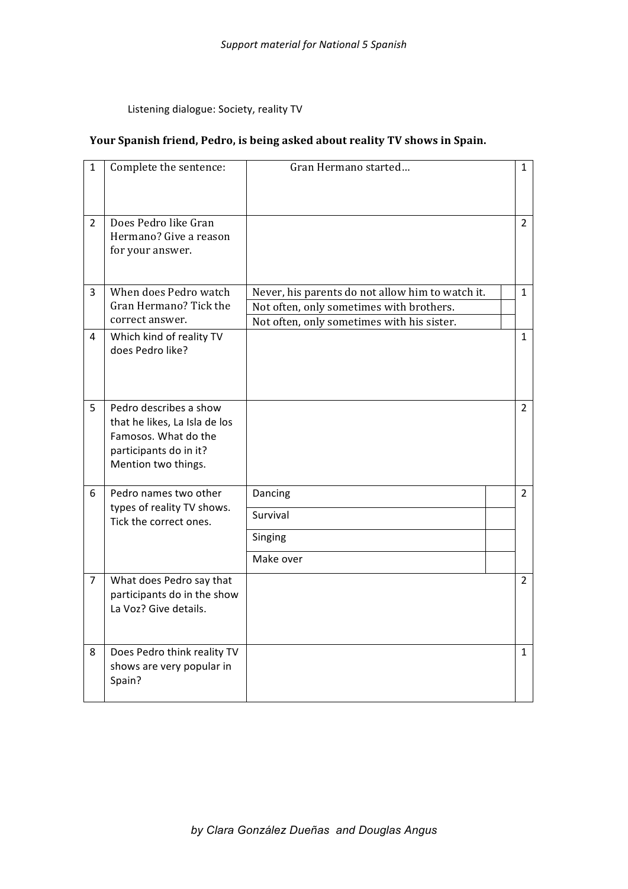Listening dialogue: Society, reality TV

**Your Spanish friend, Pedro, is being asked about reality TV shows in Spain.**

| | | | | |
|---|---|---|---|---|
| 1 | Complete the sentence: | Gran Hermano started… | | 1 |
| 2 | Does Pedro like Gran Hermano? Give a reason for your answer. | | | 2 |
| 3 | When does Pedro watch Gran Hermano? Tick the correct answer. | Never, his parents do not allow him to watch it. | | 1 |
| | | Not often, only sometimes with brothers. | | |
| | | Not often, only sometimes with his sister. | | |
| 4 | Which kind of reality TV does Pedro like? | | | 1 |
| 5 | Pedro describes a show that he likes, La Isla de los Famosos. What do the participants do in it? Mention two things. | | | 2 |
| 6 | Pedro names two other types of reality TV shows. Tick the correct ones. | Dancing | | 2 |
| | | Survival | | |
| | | Singing | | |
| | | Make over | | |
| 7 | What does Pedro say that participants do in the show La Voz? Give details. | | | 2 |
| 8 | Does Pedro think reality TV shows are very popular in Spain? | | | 1 |